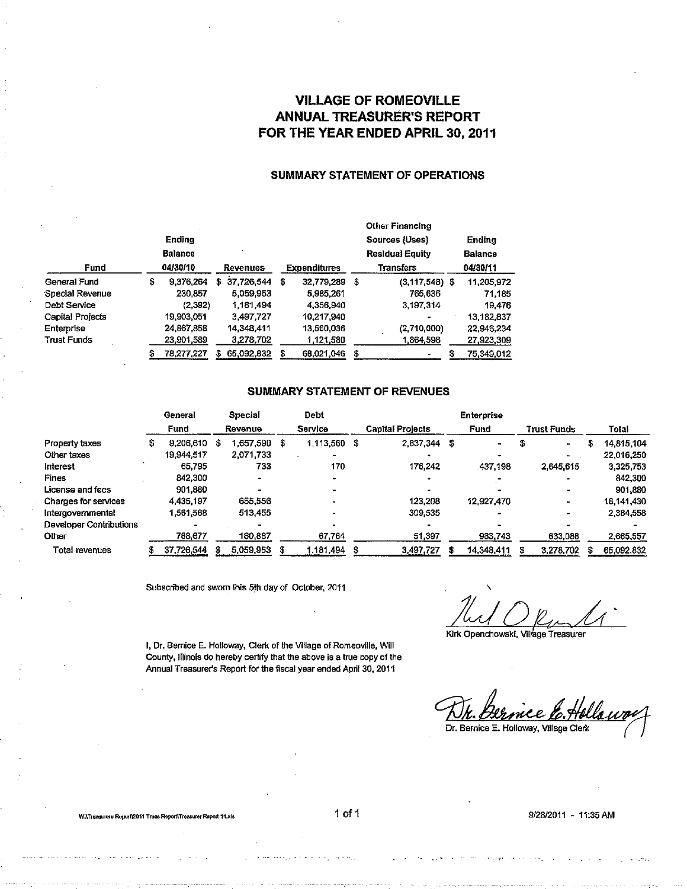# VILLAGE OF ROMEOVILLE
# ANNUAL TREASURER'S REPORT
# FOR THE YEAR ENDED APRIL 30, 2011

## SUMMARY STATEMENT OF OPERATIONS

| Fund | Ending Balance 04/30/10 | Revenues | Expenditures | Other Financing Sources (Uses) Residual Equity Transfers | Ending Balance 04/30/11 |
|---|---|---|---|---|---|
| General Fund | $ 9,376,264 | $ 37,726,544 | $ 32,779,289 | $ (3,117,548) | $ 11,205,972 |
| Special Revenue | 230,857 | 5,059,953 | 5,985,261 | 765,636 | 71,185 |
| Debt Service | (2,392) | 1,181,494 | 4,356,940 | 3,197,314 | 19,476 |
| Capital Projects | 19,903,051 | 3,497,727 | 10,217,940 | - | 13,182,837 |
| Enterprise | 24,867,858 | 14,348,411 | 13,560,036 | (2,710,000) | 22,946,234 |
| Trust Funds | 23,901,589 | 3,278,702 | 1,121,580 | 1,864,598 | 27,923,309 |
| | $ 78,277,227 | $ 65,092,832 | $ 68,021,046 | $ - | $ 75,349,012 |

## SUMMARY STATEMENT OF REVENUES

| | General Fund | Special Revenue | Debt Service | Capital Projects | Enterprise Fund | Trust Funds | Total |
|---|---|---|---|---|---|---|---|
| Property taxes | $ 9,206,610 | $ 1,657,590 | $ 1,113,560 | $ 2,837,344 | $ - | $ - | $ 14,815,104 |
| Other taxes | 19,944,517 | 2,071,733 | - | - | - | - | 22,016,250 |
| Interest | 65,795 | 733 | 170 | 176,242 | 437,198 | 2,645,615 | 3,325,753 |
| Fines | 842,300 | - | - | - | - | - | 842,300 |
| License and fees | 901,880 | - | - | - | - | - | 901,880 |
| Charges for services | 4,435,197 | 655,556 | - | 123,208 | 12,927,470 | - | 18,141,430 |
| Intergovernmental | 1,561,568 | 513,455 | - | 309,535 | - | - | 2,384,558 |
| Developer Contributions | - | - | - | - | - | - | - |
| Other | 768,677 | 160,887 | 67,764 | 51,397 | 983,743 | 633,088 | 2,665,557 |
| Total revenues | $ 37,726,544 | $ 5,059,953 | $ 1,181,494 | $ 3,497,727 | $ 14,348,411 | $ 3,278,702 | $ 65,092,832 |

Subscribed and sworn this 5th day of October, 2011

Kirk Openchowski, Village Treasurer

I, Dr. Bernice E. Holloway, Clerk of the Village of Romeoville, Will County, Illinois do hereby certify that the above is a true copy of the Annual Treasurer's Report for the fiscal year ended April 30, 2011

Dr. Bernice E. Holloway, Village Clerk

W:\Treasurers Report\2011 Treas Report\Treasurer Report 11.xls

9/28/2011 - 11:35 AM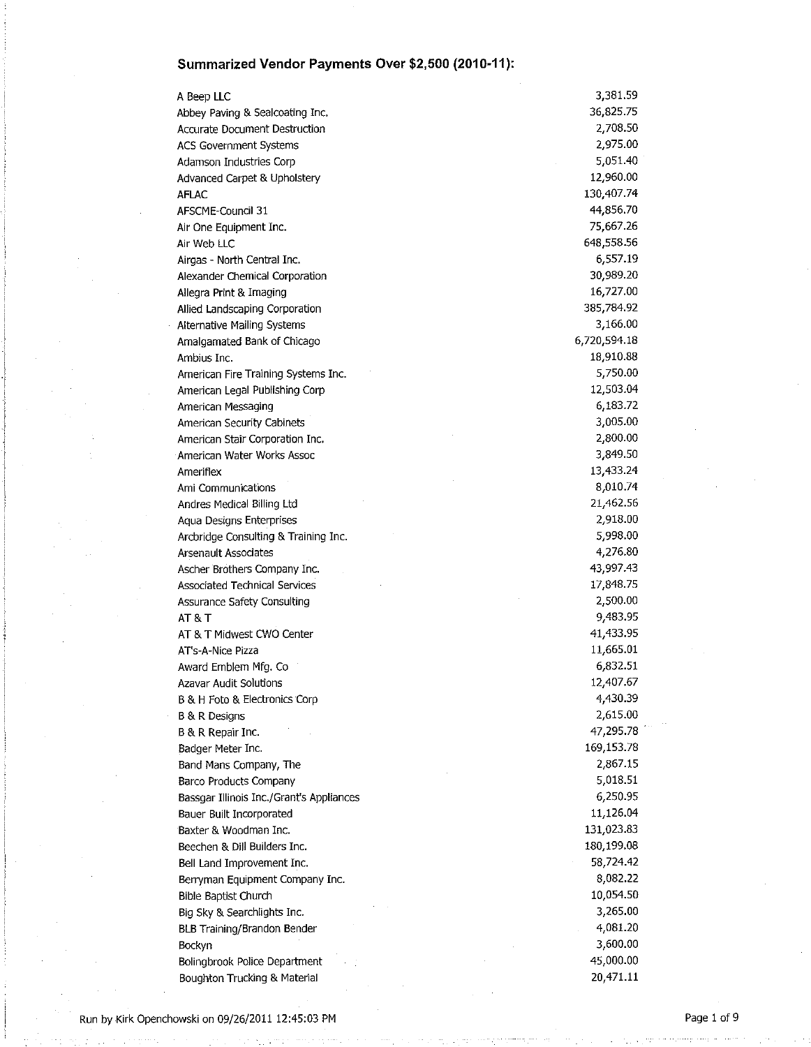## Summarized Vendor Payments Over $2,500 (2010-11):

| Vendor | Amount |
|---|---|
| A Beep LLC | 3,381.59 |
| Abbey Paving & Sealcoating Inc. | 36,825.75 |
| Accurate Document Destruction | 2,708.50 |
| ACS Government Systems | 2,975.00 |
| Adamson Industries Corp | 5,051.40 |
| Advanced Carpet & Upholstery | 12,960.00 |
| AFLAC | 130,407.74 |
| AFSCME-Council 31 | 44,856.70 |
| Air One Equipment Inc. | 75,667.26 |
| Air Web LLC | 648,558.56 |
| Airgas - North Central Inc. | 6,557.19 |
| Alexander Chemical Corporation | 30,989.20 |
| Allegra Print & Imaging | 16,727.00 |
| Allied Landscaping Corporation | 385,784.92 |
| Alternative Mailing Systems | 3,166.00 |
| Amalgamated Bank of Chicago | 6,720,594.18 |
| Ambius Inc. | 18,910.88 |
| American Fire Training Systems Inc. | 5,750.00 |
| American Legal Publishing Corp | 12,503.04 |
| American Messaging | 6,183.72 |
| American Security Cabinets | 3,005.00 |
| American Stair Corporation Inc. | 2,800.00 |
| American Water Works Assoc | 3,849.50 |
| Ameriflex | 13,433.24 |
| Ami Communications | 8,010.74 |
| Andres Medical Billing Ltd | 21,462.56 |
| Aqua Designs Enterprises | 2,918.00 |
| Arcbridge Consulting & Training Inc. | 5,998.00 |
| Arsenault Associates | 4,276.80 |
| Ascher Brothers Company Inc. | 43,997.43 |
| Associated Technical Services | 17,848.75 |
| Assurance Safety Consulting | 2,500.00 |
| AT & T | 9,483.95 |
| AT & T Midwest CWO Center | 41,433.95 |
| AT's-A-Nice Pizza | 11,665.01 |
| Award Emblem Mfg. Co | 6,832.51 |
| Azavar Audit Solutions | 12,407.67 |
| B & H Foto & Electronics Corp | 4,430.39 |
| B & R Designs | 2,615.00 |
| B & R Repair Inc. | 47,295.78 |
| Badger Meter Inc. | 169,153.78 |
| Band Mans Company, The | 2,867.15 |
| Barco Products Company | 5,018.51 |
| Bassgar Illinois Inc./Grant's Appliances | 6,250.95 |
| Bauer Built Incorporated | 11,126.04 |
| Baxter & Woodman Inc. | 131,023.83 |
| Beechen & Dill Builders Inc. | 180,199.08 |
| Bell Land Improvement Inc. | 58,724.42 |
| Berryman Equipment Company Inc. | 8,082.22 |
| Bible Baptist Church | 10,054.50 |
| Big Sky & Searchlights Inc. | 3,265.00 |
| BLB Training/Brandon Bender | 4,081.20 |
| Bockyn | 3,600.00 |
| Bolingbrook Police Department | 45,000.00 |
| Boughton Trucking & Material | 20,471.11 |

Run by Kirk Openchowski on 09/26/2011 12:45:03 PM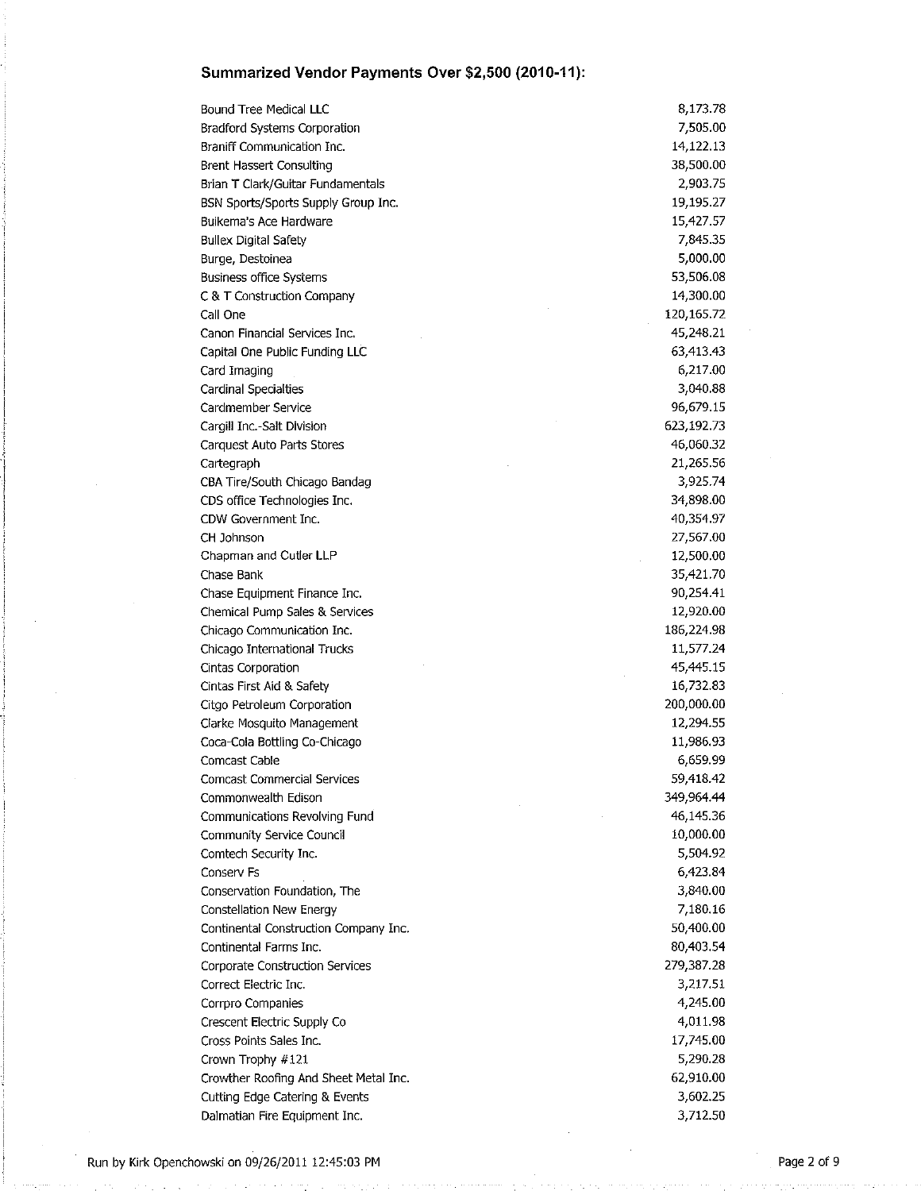## Summarized Vendor Payments Over $2,500 (2010-11):

| Vendor | Amount |
|---|---|
| Bound Tree Medical LLC | 8,173.78 |
| Bradford Systems Corporation | 7,505.00 |
| Braniff Communication Inc. | 14,122.13 |
| Brent Hassert Consulting | 38,500.00 |
| Brian T Clark/Guitar Fundamentals | 2,903.75 |
| BSN Sports/Sports Supply Group Inc. | 19,195.27 |
| Buikema's Ace Hardware | 15,427.57 |
| Bullex Digital Safety | 7,845.35 |
| Burge, Destoinea | 5,000.00 |
| Business office Systems | 53,506.08 |
| C & T Construction Company | 14,300.00 |
| Call One | 120,165.72 |
| Canon Financial Services Inc. | 45,248.21 |
| Capital One Public Funding LLC | 63,413.43 |
| Card Imaging | 6,217.00 |
| Cardinal Specialties | 3,040.88 |
| Cardmember Service | 96,679.15 |
| Cargill Inc.-Salt Division | 623,192.73 |
| Carquest Auto Parts Stores | 46,060.32 |
| Cartegraph | 21,265.56 |
| CBA Tire/South Chicago Bandag | 3,925.74 |
| CDS office Technologies Inc. | 34,898.00 |
| CDW Government Inc. | 40,354.97 |
| CH Johnson | 27,567.00 |
| Chapman and Cutler LLP | 12,500.00 |
| Chase Bank | 35,421.70 |
| Chase Equipment Finance Inc. | 90,254.41 |
| Chemical Pump Sales & Services | 12,920.00 |
| Chicago Communication Inc. | 186,224.98 |
| Chicago International Trucks | 11,577.24 |
| Cintas Corporation | 45,445.15 |
| Cintas First Aid & Safety | 16,732.83 |
| Citgo Petroleum Corporation | 200,000.00 |
| Clarke Mosquito Management | 12,294.55 |
| Coca-Cola Bottling Co-Chicago | 11,986.93 |
| Comcast Cable | 6,659.99 |
| Comcast Commercial Services | 59,418.42 |
| Commonwealth Edison | 349,964.44 |
| Communications Revolving Fund | 46,145.36 |
| Community Service Council | 10,000.00 |
| Comtech Security Inc. | 5,504.92 |
| Conserv Fs | 6,423.84 |
| Conservation Foundation, The | 3,840.00 |
| Constellation New Energy | 7,180.16 |
| Continental Construction Company Inc. | 50,400.00 |
| Continental Farms Inc. | 80,403.54 |
| Corporate Construction Services | 279,387.28 |
| Correct Electric Inc. | 3,217.51 |
| Corrpro Companies | 4,245.00 |
| Crescent Electric Supply Co | 4,011.98 |
| Cross Points Sales Inc. | 17,745.00 |
| Crown Trophy #121 | 5,290.28 |
| Crowther Roofing And Sheet Metal Inc. | 62,910.00 |
| Cutting Edge Catering & Events | 3,602.25 |
| Dalmatian Fire Equipment Inc. | 3,712.50 |

Run by Kirk Openchowski on 09/26/2011 12:45:03 PM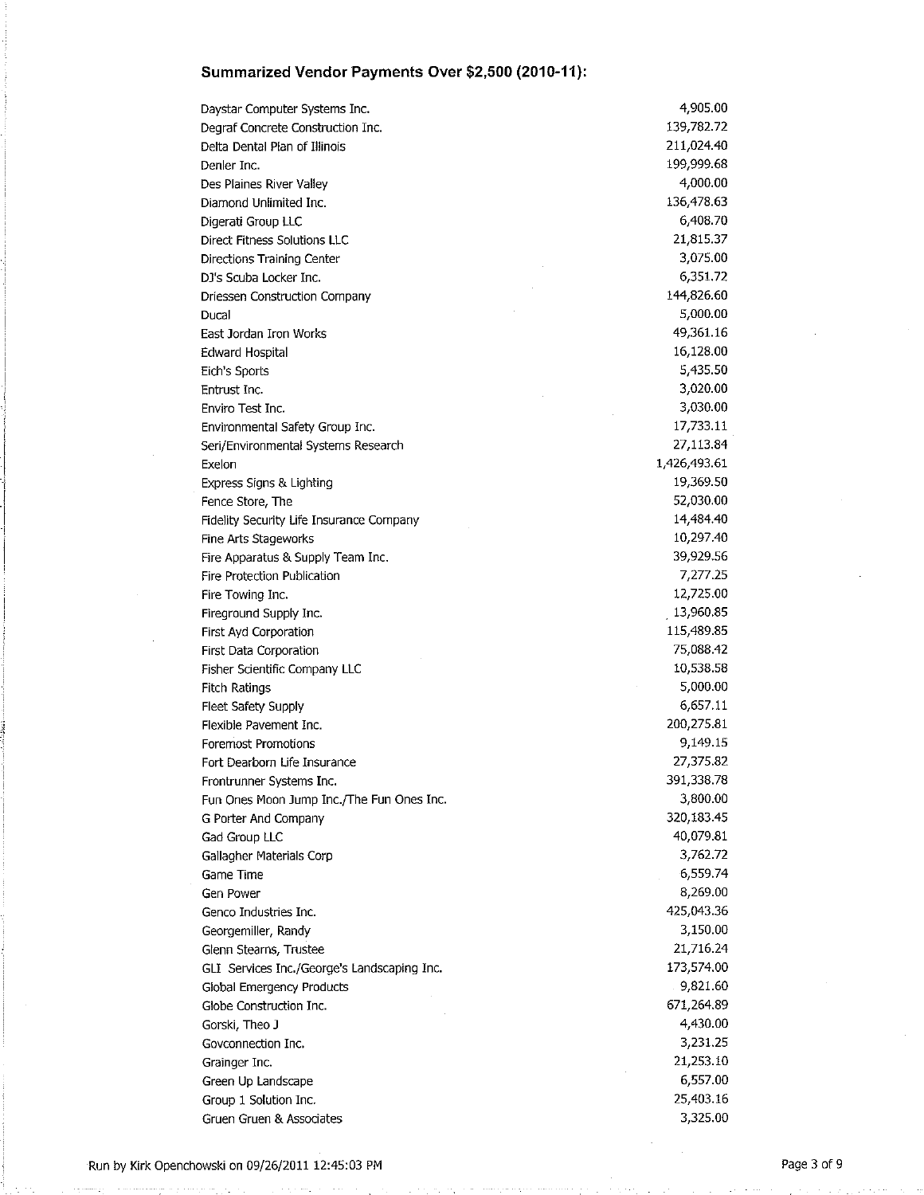## Summarized Vendor Payments Over $2,500 (2010-11):

| Vendor | Amount |
|---|---|
| Daystar Computer Systems Inc. | 4,905.00 |
| Degraf Concrete Construction Inc. | 139,782.72 |
| Delta Dental Plan of Illinois | 211,024.40 |
| Denler Inc. | 199,999.68 |
| Des Plaines River Valley | 4,000.00 |
| Diamond Unlimited Inc. | 136,478.63 |
| Digerati Group LLC | 6,408.70 |
| Direct Fitness Solutions LLC | 21,815.37 |
| Directions Training Center | 3,075.00 |
| DJ's Scuba Locker Inc. | 6,351.72 |
| Driessen Construction Company | 144,826.60 |
| Ducal | 5,000.00 |
| East Jordan Iron Works | 49,361.16 |
| Edward Hospital | 16,128.00 |
| Eich's Sports | 5,435.50 |
| Entrust Inc. | 3,020.00 |
| Enviro Test Inc. | 3,030.00 |
| Environmental Safety Group Inc. | 17,733.11 |
| Seri/Environmental Systems Research | 27,113.84 |
| Exelon | 1,426,493.61 |
| Express Signs & Lighting | 19,369.50 |
| Fence Store, The | 52,030.00 |
| Fidelity Security Life Insurance Company | 14,484.40 |
| Fine Arts Stageworks | 10,297.40 |
| Fire Apparatus & Supply Team Inc. | 39,929.56 |
| Fire Protection Publication | 7,277.25 |
| Fire Towing Inc. | 12,725.00 |
| Fireground Supply Inc. | 13,960.85 |
| First Ayd Corporation | 115,489.85 |
| First Data Corporation | 75,088.42 |
| Fisher Scientific Company LLC | 10,538.58 |
| Fitch Ratings | 5,000.00 |
| Fleet Safety Supply | 6,657.11 |
| Flexible Pavement Inc. | 200,275.81 |
| Foremost Promotions | 9,149.15 |
| Fort Dearborn Life Insurance | 27,375.82 |
| Frontrunner Systems Inc. | 391,338.78 |
| Fun Ones Moon Jump Inc./The Fun Ones Inc. | 3,800.00 |
| G Porter And Company | 320,183.45 |
| Gad Group LLC | 40,079.81 |
| Gallagher Materials Corp | 3,762.72 |
| Game Time | 6,559.74 |
| Gen Power | 8,269.00 |
| Genco Industries Inc. | 425,043.36 |
| Georgemiller, Randy | 3,150.00 |
| Glenn Stearns, Trustee | 21,716.24 |
| GLI Services Inc./George's Landscaping Inc. | 173,574.00 |
| Global Emergency Products | 9,821.60 |
| Globe Construction Inc. | 671,264.89 |
| Gorski, Theo J | 4,430.00 |
| Govconnection Inc. | 3,231.25 |
| Grainger Inc. | 21,253.10 |
| Green Up Landscape | 6,557.00 |
| Group 1 Solution Inc. | 25,403.16 |
| Gruen Gruen & Associates | 3,325.00 |

Run by Kirk Openchowski on 09/26/2011 12:45:03 PM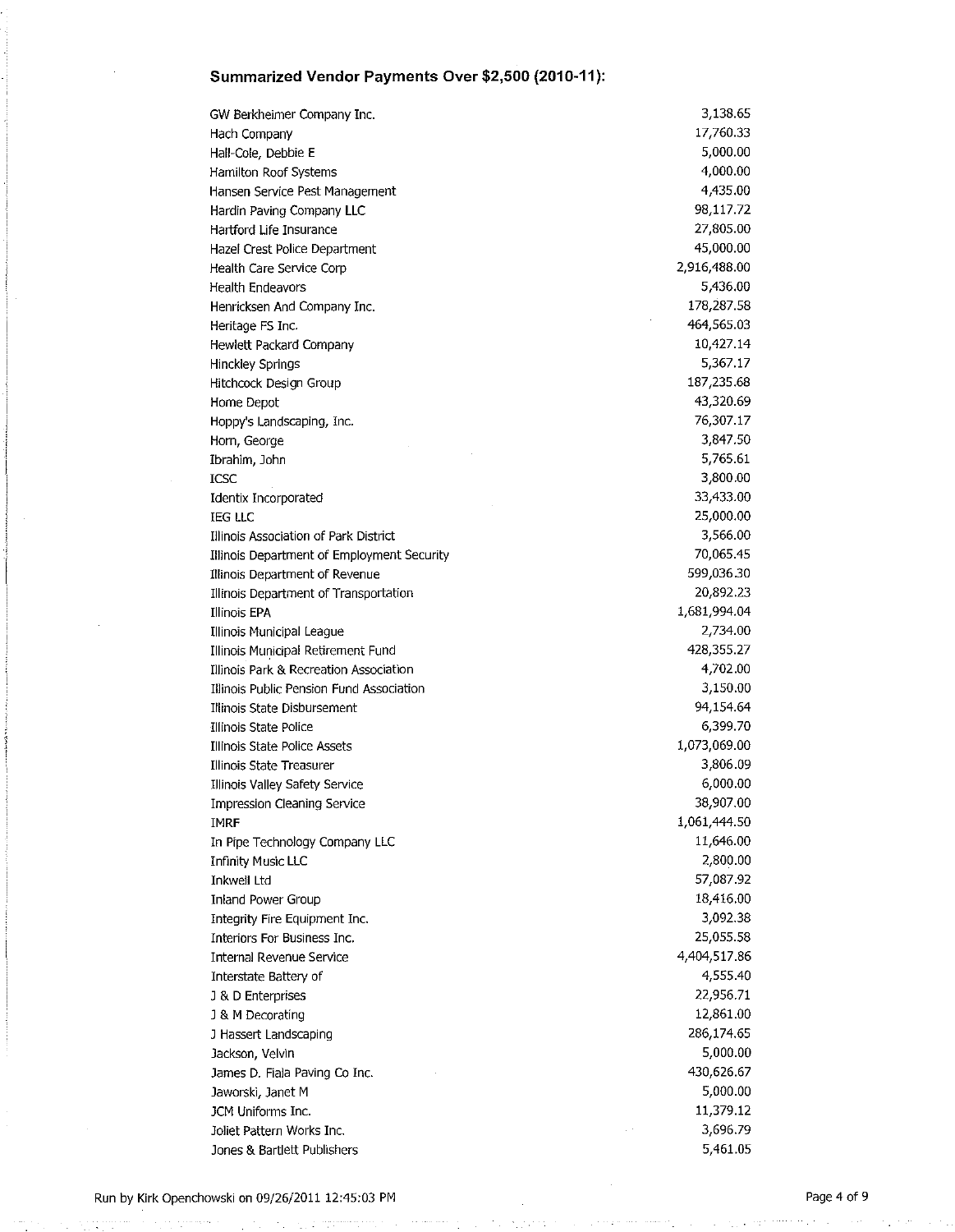## Summarized Vendor Payments Over $2,500 (2010-11):

| Vendor | Amount |
|---|---|
| GW Berkheimer Company Inc. | 3,138.65 |
| Hach Company | 17,760.33 |
| Hall-Cole, Debbie E | 5,000.00 |
| Hamilton Roof Systems | 4,000.00 |
| Hansen Service Pest Management | 4,435.00 |
| Hardin Paving Company LLC | 98,117.72 |
| Hartford Life Insurance | 27,805.00 |
| Hazel Crest Police Department | 45,000.00 |
| Health Care Service Corp | 2,916,488.00 |
| Health Endeavors | 5,436.00 |
| Henricksen And Company Inc. | 178,287.58 |
| Heritage FS Inc. | 464,565.03 |
| Hewlett Packard Company | 10,427.14 |
| Hinckley Springs | 5,367.17 |
| Hitchcock Design Group | 187,235.68 |
| Home Depot | 43,320.69 |
| Hoppy's Landscaping, Inc. | 76,307.17 |
| Horn, George | 3,847.50 |
| Ibrahim, John | 5,765.61 |
| ICSC | 3,800.00 |
| Identix Incorporated | 33,433.00 |
| IEG LLC | 25,000.00 |
| Illinois Association of Park District | 3,566.00 |
| Illinois Department of Employment Security | 70,065.45 |
| Illinois Department of Revenue | 599,036.30 |
| Illinois Department of Transportation | 20,892.23 |
| Illinois EPA | 1,681,994.04 |
| Illinois Municipal League | 2,734.00 |
| Illinois Municipal Retirement Fund | 428,355.27 |
| Illinois Park & Recreation Association | 4,702.00 |
| Illinois Public Pension Fund Association | 3,150.00 |
| Illinois State Disbursement | 94,154.64 |
| Illinois State Police | 6,399.70 |
| Illinois State Police Assets | 1,073,069.00 |
| Illinois State Treasurer | 3,806.09 |
| Illinois Valley Safety Service | 6,000.00 |
| Impression Cleaning Service | 38,907.00 |
| IMRF | 1,061,444.50 |
| In Pipe Technology Company LLC | 11,646.00 |
| Infinity Music LLC | 2,800.00 |
| Inkwell Ltd | 57,087.92 |
| Inland Power Group | 18,416.00 |
| Integrity Fire Equipment Inc. | 3,092.38 |
| Interiors For Business Inc. | 25,055.58 |
| Internal Revenue Service | 4,404,517.86 |
| Interstate Battery of | 4,555.40 |
| J & D Enterprises | 22,956.71 |
| J & M Decorating | 12,861.00 |
| J Hassert Landscaping | 286,174.65 |
| Jackson, Velvin | 5,000.00 |
| James D. Fiala Paving Co Inc. | 430,626.67 |
| Jaworski, Janet M | 5,000.00 |
| JCM Uniforms Inc. | 11,379.12 |
| Joliet Pattern Works Inc. | 3,696.79 |
| Jones & Bartlett Publishers | 5,461.05 |

Run by Kirk Openchowski on 09/26/2011 12:45:03 PM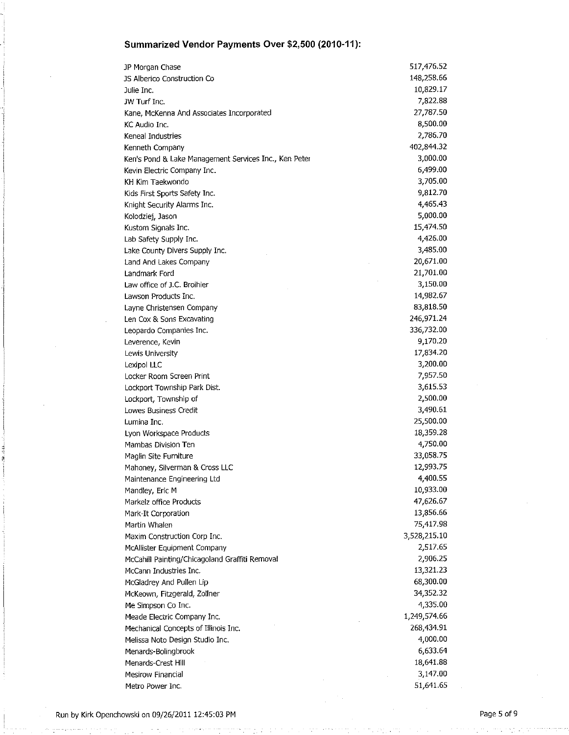## Summarized Vendor Payments Over $2,500 (2010-11):

| Vendor | Amount |
|---|---|
| JP Morgan Chase | 517,476.52 |
| JS Alberico Construction Co | 148,258.66 |
| Julie Inc. | 10,829.17 |
| JW Turf Inc. | 7,822.88 |
| Kane, McKenna And Associates Incorporated | 27,787.50 |
| KC Audio Inc. | 8,500.00 |
| Keneal Industries | 2,786.70 |
| Kenneth Company | 402,844.32 |
| Ken's Pond & Lake Management Services Inc., Ken Peter | 3,000.00 |
| Kevin Electric Company Inc. | 6,499.00 |
| KH Kim Taekwondo | 3,705.00 |
| Kids First Sports Safety Inc. | 9,812.70 |
| Knight Security Alarms Inc. | 4,465.43 |
| Kolodziej, Jason | 5,000.00 |
| Kustom Signals Inc. | 15,474.50 |
| Lab Safety Supply Inc. | 4,426.00 |
| Lake County Divers Supply Inc. | 3,485.00 |
| Land And Lakes Company | 20,671.00 |
| Landmark Ford | 21,701.00 |
| Law office of J.C. Broihier | 3,150.00 |
| Lawson Products Inc. | 14,982.67 |
| Layne Christensen Company | 83,818.50 |
| Len Cox & Sons Excavating | 246,971.24 |
| Leopardo Companies Inc. | 336,732.00 |
| Leverence, Kevin | 9,170.20 |
| Lewis University | 17,834.20 |
| Lexipol LLC | 3,200.00 |
| Locker Room Screen Print | 7,957.50 |
| Lockport Township Park Dist. | 3,615.53 |
| Lockport, Township of | 2,500.00 |
| Lowes Business Credit | 3,490.61 |
| Lumina Inc. | 25,500.00 |
| Lyon Workspace Products | 18,359.28 |
| Mambas Division Ten | 4,750.00 |
| Maglin Site Furniture | 33,058.75 |
| Mahoney, Silverman & Cross LLC | 12,993.75 |
| Maintenance Engineering Ltd | 4,400.55 |
| Mandley, Eric M | 10,933.00 |
| Markelz office Products | 47,626.67 |
| Mark-It Corporation | 13,856.66 |
| Martin Whalen | 75,417.98 |
| Maxim Construction Corp Inc. | 3,528,215.10 |
| McAllister Equipment Company | 2,517.65 |
| McCahill Painting/Chicagoland Graffiti Removal | 2,906.25 |
| McCann Industries Inc. | 13,321.23 |
| McGladrey And Pullen Llp | 68,300.00 |
| McKeown, Fitzgerald, Zollner | 34,352.32 |
| Me Simpson Co Inc. | 4,335.00 |
| Meade Electric Company Inc. | 1,249,574.66 |
| Mechanical Concepts of Illinois Inc. | 268,434.91 |
| Melissa Noto Design Studio Inc. | 4,000.00 |
| Menards-Bolingbrook | 6,633.64 |
| Menards-Crest Hill | 18,641.88 |
| Mesirow Financial | 3,147.00 |
| Metro Power Inc. | 51,641.65 |

Run by Kirk Openchowski on 09/26/2011 12:45:03 PM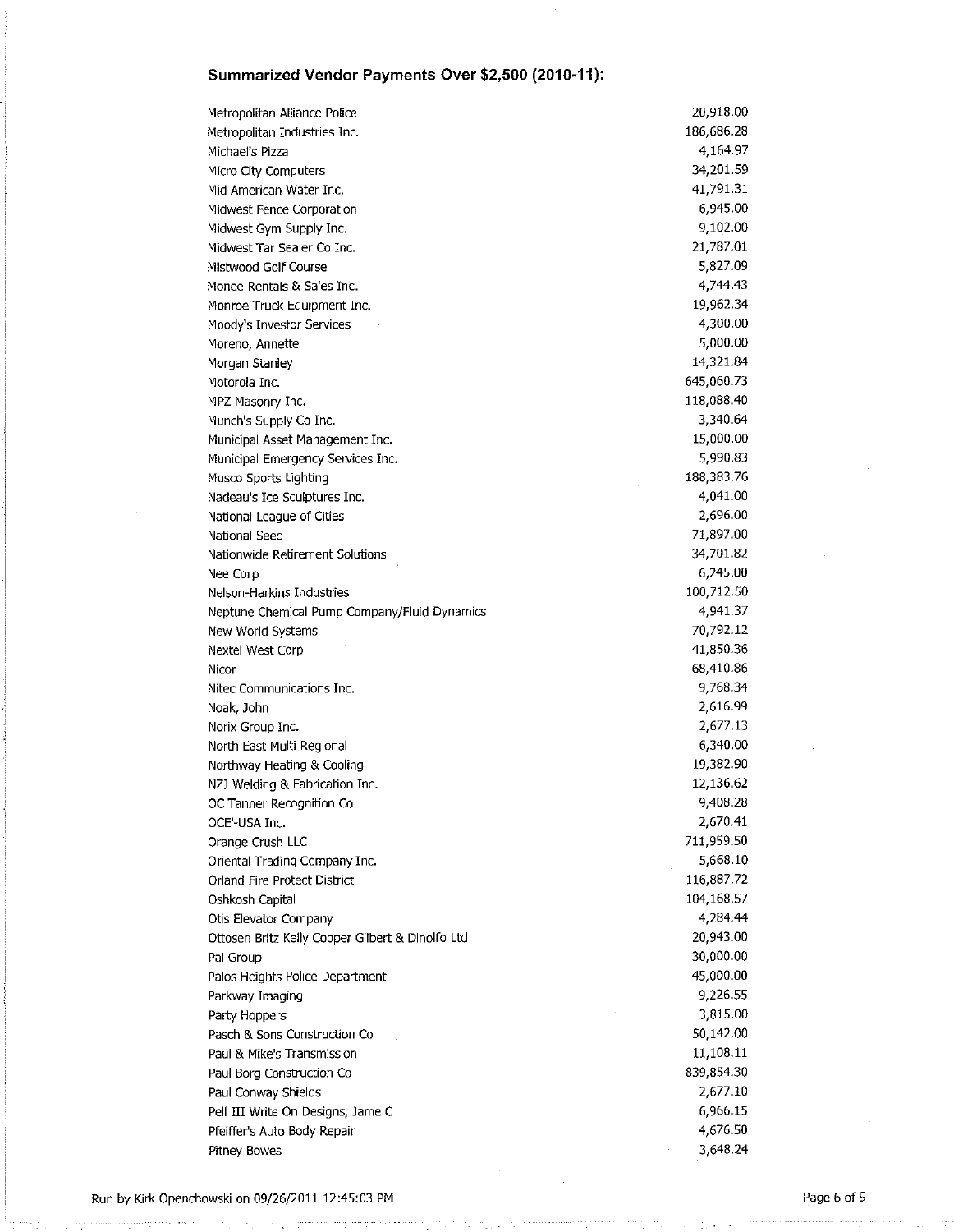## Summarized Vendor Payments Over $2,500 (2010-11):

| Vendor | Amount |
|---|---|
| Metropolitan Alliance Police | 20,918.00 |
| Metropolitan Industries Inc. | 186,686.28 |
| Michael's Pizza | 4,164.97 |
| Micro City Computers | 34,201.59 |
| Mid American Water Inc. | 41,791.31 |
| Midwest Fence Corporation | 6,945.00 |
| Midwest Gym Supply Inc. | 9,102.00 |
| Midwest Tar Sealer Co Inc. | 21,787.01 |
| Mistwood Golf Course | 5,827.09 |
| Monee Rentals & Sales Inc. | 4,744.43 |
| Monroe Truck Equipment Inc. | 19,962.34 |
| Moody's Investor Services | 4,300.00 |
| Moreno, Annette | 5,000.00 |
| Morgan Stanley | 14,321.84 |
| Motorola Inc. | 645,060.73 |
| MPZ Masonry Inc. | 118,088.40 |
| Munch's Supply Co Inc. | 3,340.64 |
| Municipal Asset Management Inc. | 15,000.00 |
| Municipal Emergency Services Inc. | 5,990.83 |
| Musco Sports Lighting | 188,383.76 |
| Nadeau's Ice Sculptures Inc. | 4,041.00 |
| National League of Cities | 2,696.00 |
| National Seed | 71,897.00 |
| Nationwide Retirement Solutions | 34,701.82 |
| Nee Corp | 6,245.00 |
| Nelson-Harkins Industries | 100,712.50 |
| Neptune Chemical Pump Company/Fluid Dynamics | 4,941.37 |
| New World Systems | 70,792.12 |
| Nextel West Corp | 41,850.36 |
| Nicor | 68,410.86 |
| Nitec Communications Inc. | 9,768.34 |
| Noak, John | 2,616.99 |
| Norix Group Inc. | 2,677.13 |
| North East Multi Regional | 6,340.00 |
| Northway Heating & Cooling | 19,382.90 |
| NZJ Welding & Fabrication Inc. | 12,136.62 |
| OC Tanner Recognition Co | 9,408.28 |
| OCE'-USA Inc. | 2,670.41 |
| Orange Crush LLC | 711,959.50 |
| Oriental Trading Company Inc. | 5,668.10 |
| Orland Fire Protect District | 116,887.72 |
| Oshkosh Capital | 104,168.57 |
| Otis Elevator Company | 4,284.44 |
| Ottosen Britz Kelly Cooper Gilbert & Dinolfo Ltd | 20,943.00 |
| Pal Group | 30,000.00 |
| Palos Heights Police Department | 45,000.00 |
| Parkway Imaging | 9,226.55 |
| Party Hoppers | 3,815.00 |
| Pasch & Sons Construction Co | 50,142.00 |
| Paul & Mike's Transmission | 11,108.11 |
| Paul Borg Construction Co | 839,854.30 |
| Paul Conway Shields | 2,677.10 |
| Pell III Write On Designs, Jame C | 6,966.15 |
| Pfeiffer's Auto Body Repair | 4,676.50 |
| Pitney Bowes | 3,648.24 |

Run by Kirk Openchowski on 09/26/2011 12:45:03 PM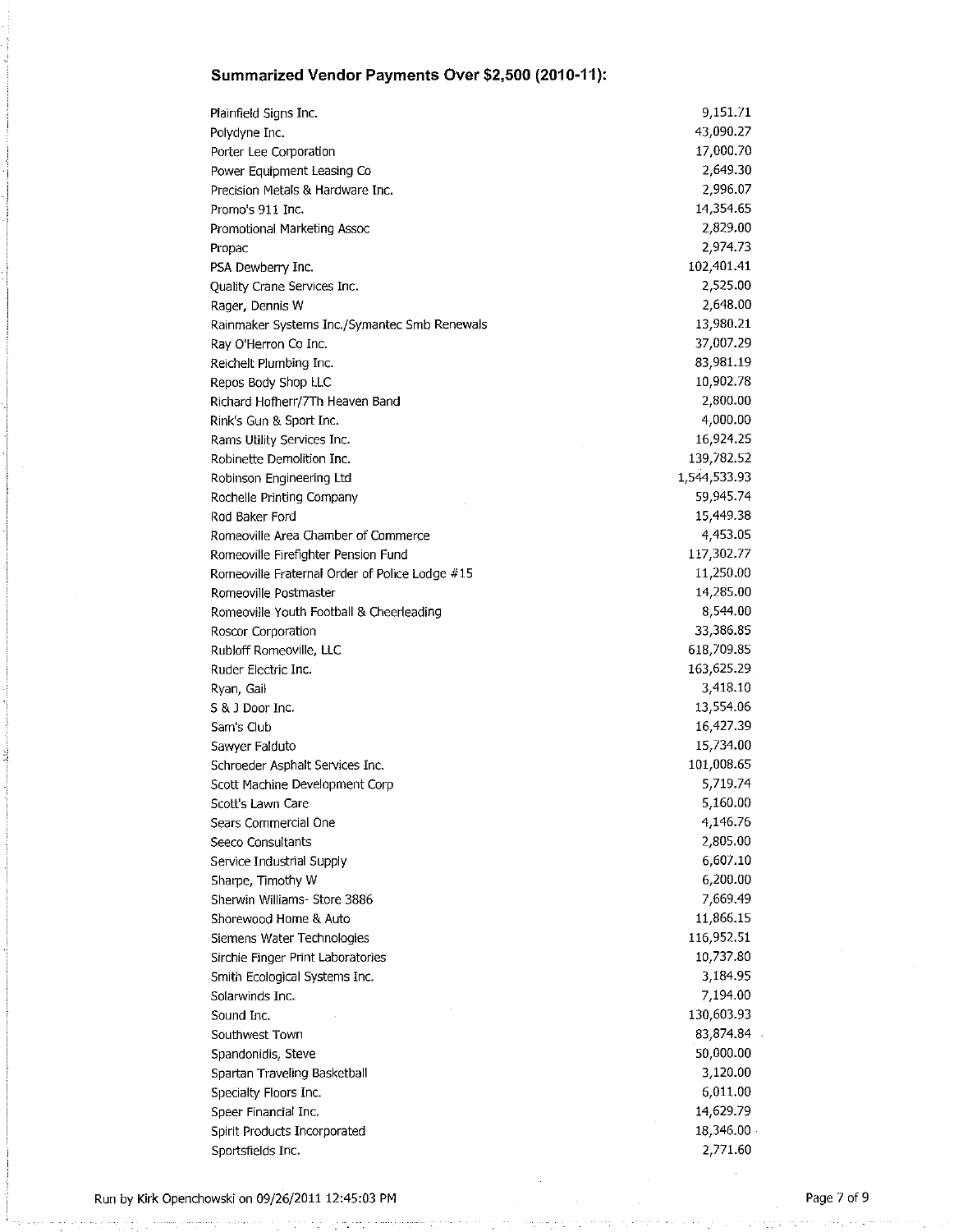## Summarized Vendor Payments Over $2,500 (2010-11):

| Vendor | Amount |
|---|---|
| Plainfield Signs Inc. | 9,151.71 |
| Polydyne Inc. | 43,090.27 |
| Porter Lee Corporation | 17,000.70 |
| Power Equipment Leasing Co | 2,649.30 |
| Precision Metals & Hardware Inc. | 2,996.07 |
| Promo's 911 Inc. | 14,354.65 |
| Promotional Marketing Assoc | 2,829.00 |
| Propac | 2,974.73 |
| PSA Dewberry Inc. | 102,401.41 |
| Quality Crane Services Inc. | 2,525.00 |
| Rager, Dennis W | 2,648.00 |
| Rainmaker Systems Inc./Symantec Smb Renewals | 13,980.21 |
| Ray O'Herron Co Inc. | 37,007.29 |
| Reichelt Plumbing Inc. | 83,981.19 |
| Repos Body Shop LLC | 10,902.78 |
| Richard Hofherr/7Th Heaven Band | 2,800.00 |
| Rink's Gun & Sport Inc. | 4,000.00 |
| Rams Utility Services Inc. | 16,924.25 |
| Robinette Demolition Inc. | 139,782.52 |
| Robinson Engineering Ltd | 1,544,533.93 |
| Rochelle Printing Company | 59,945.74 |
| Rod Baker Ford | 15,449.38 |
| Romeoville Area Chamber of Commerce | 4,453.05 |
| Romeoville Firefighter Pension Fund | 117,302.77 |
| Romeoville Fraternal Order of Police Lodge #15 | 11,250.00 |
| Romeoville Postmaster | 14,285.00 |
| Romeoville Youth Football & Cheerleading | 8,544.00 |
| Roscor Corporation | 33,386.85 |
| Rubloff Romeoville, LLC | 618,709.85 |
| Ruder Electric Inc. | 163,625.29 |
| Ryan, Gail | 3,418.10 |
| S & J Door Inc. | 13,554.06 |
| Sam's Club | 16,427.39 |
| Sawyer Falduto | 15,734.00 |
| Schroeder Asphalt Services Inc. | 101,008.65 |
| Scott Machine Development Corp | 5,719.74 |
| Scott's Lawn Care | 5,160.00 |
| Sears Commercial One | 4,146.76 |
| Seeco Consultants | 2,805.00 |
| Service Industrial Supply | 6,607.10 |
| Sharpe, Timothy W | 6,200.00 |
| Sherwin Williams- Store 3886 | 7,669.49 |
| Shorewood Home & Auto | 11,866.15 |
| Siemens Water Technologies | 116,952.51 |
| Sirchie Finger Print Laboratories | 10,737.80 |
| Smith Ecological Systems Inc. | 3,184.95 |
| Solarwinds Inc. | 7,194.00 |
| Sound Inc. | 130,603.93 |
| Southwest Town | 83,874.84 |
| Spandonidis, Steve | 50,000.00 |
| Spartan Traveling Basketball | 3,120.00 |
| Specialty Floors Inc. | 6,011.00 |
| Speer Financial Inc. | 14,629.79 |
| Spirit Products Incorporated | 18,346.00 |
| Sportsfields Inc. | 2,771.60 |

Run by Kirk Openchowski on 09/26/2011 12:45:03 PM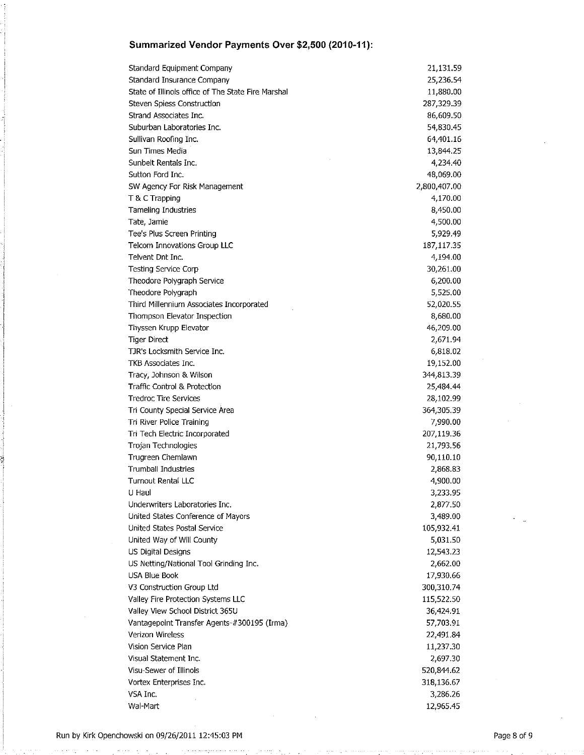## Summarized Vendor Payments Over $2,500 (2010-11):

| Vendor | Amount |
|---|---|
| Standard Equipment Company | 21,131.59 |
| Standard Insurance Company | 25,236.54 |
| State of Illinois office of The State Fire Marshal | 11,880.00 |
| Steven Spiess Construction | 287,329.39 |
| Strand Associates Inc. | 86,609.50 |
| Suburban Laboratories Inc. | 54,830.45 |
| Sullivan Roofing Inc. | 64,401.16 |
| Sun Times Media | 13,844.25 |
| Sunbelt Rentals Inc. | 4,234.40 |
| Sutton Ford Inc. | 48,069.00 |
| SW Agency For Risk Management | 2,800,407.00 |
| T & C Trapping | 4,170.00 |
| Tameling Industries | 8,450.00 |
| Tate, Jamie | 4,500.00 |
| Tee's Plus Screen Printing | 5,929.49 |
| Telcom Innovations Group LLC | 187,117.35 |
| Telvent Dnt Inc. | 4,194.00 |
| Testing Service Corp | 30,261.00 |
| Theodore Polygraph Service | 6,200.00 |
| Theodore Polygraph | 5,525.00 |
| Third Millennium Associates Incorporated | 52,020.55 |
| Thompson Elevator Inspection | 8,680.00 |
| Thyssen Krupp Elevator | 46,209.00 |
| Tiger Direct | 2,671.94 |
| TJR's Locksmith Service Inc. | 6,818.02 |
| TKB Associates Inc. | 19,152.00 |
| Tracy, Johnson & Wilson | 344,813.39 |
| Traffic Control & Protection | 25,484.44 |
| Tredroc Tire Services | 28,102.99 |
| Tri County Special Service Area | 364,305.39 |
| Tri River Police Training | 7,990.00 |
| Tri Tech Electric Incorporated | 207,119.36 |
| Trojan Technologies | 21,793.56 |
| Trugreen Chemlawn | 90,110.10 |
| Trumball Industries | 2,868.83 |
| Turnout Rental LLC | 4,900.00 |
| U Haul | 3,233.95 |
| Underwriters Laboratories Inc. | 2,877.50 |
| United States Conference of Mayors | 3,489.00 |
| United States Postal Service | 105,932.41 |
| United Way of Will County | 5,031.50 |
| US Digital Designs | 12,543.23 |
| US Netting/National Tool Grinding Inc. | 2,662.00 |
| USA Blue Book | 17,930.66 |
| V3 Construction Group Ltd | 300,310.74 |
| Valley Fire Protection Systems LLC | 115,522.50 |
| Valley View School District 365U | 36,424.91 |
| Vantagepoint Transfer Agents-#300195 (Irma) | 57,703.91 |
| Verizon Wireless | 22,491.84 |
| Vision Service Plan | 11,237.30 |
| Visual Statement Inc. | 2,697.30 |
| Visu-Sewer of Illinois | 520,844.62 |
| Vortex Enterprises Inc. | 318,136.67 |
| VSA Inc. | 3,286.26 |
| Wal-Mart | 12,965.45 |

Run by Kirk Openchowski on 09/26/2011 12:45:03 PM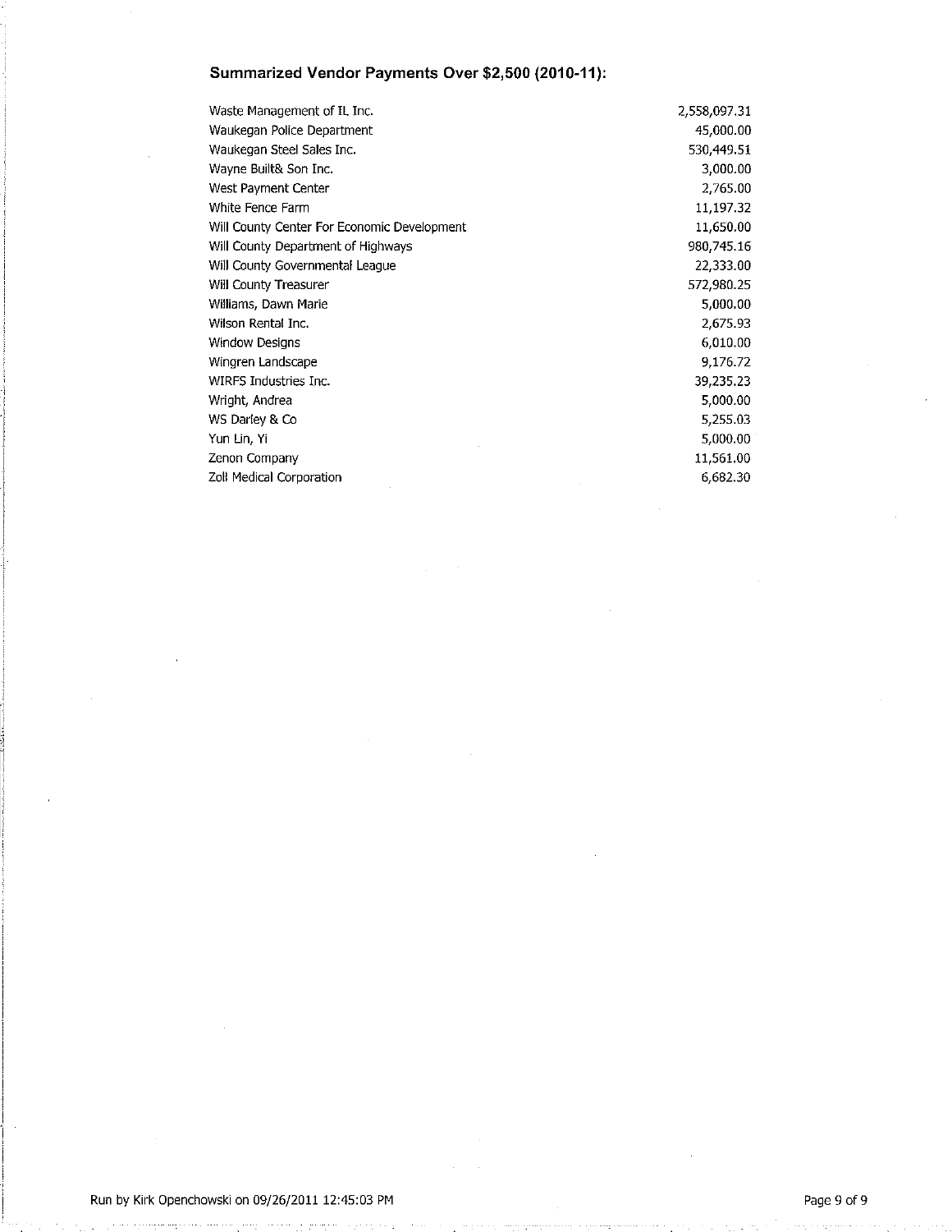## Summarized Vendor Payments Over $2,500 (2010-11):

| | |
|---|---|
| Waste Management of IL Inc. | 2,558,097.31 |
| Waukegan Police Department | 45,000.00 |
| Waukegan Steel Sales Inc. | 530,449.51 |
| Wayne Built& Son Inc. | 3,000.00 |
| West Payment Center | 2,765.00 |
| White Fence Farm | 11,197.32 |
| Will County Center For Economic Development | 11,650.00 |
| Will County Department of Highways | 980,745.16 |
| Will County Governmental League | 22,333.00 |
| Will County Treasurer | 572,980.25 |
| Williams, Dawn Marie | 5,000.00 |
| Wilson Rental Inc. | 2,675.93 |
| Window Designs | 6,010.00 |
| Wingren Landscape | 9,176.72 |
| WIRFS Industries Inc. | 39,235.23 |
| Wright, Andrea | 5,000.00 |
| WS Darley & Co | 5,255.03 |
| Yun Lin, Yi | 5,000.00 |
| Zenon Company | 11,561.00 |
| Zoll Medical Corporation | 6,682.30 |

Run by Kirk Openchowski on 09/26/2011 12:45:03 PM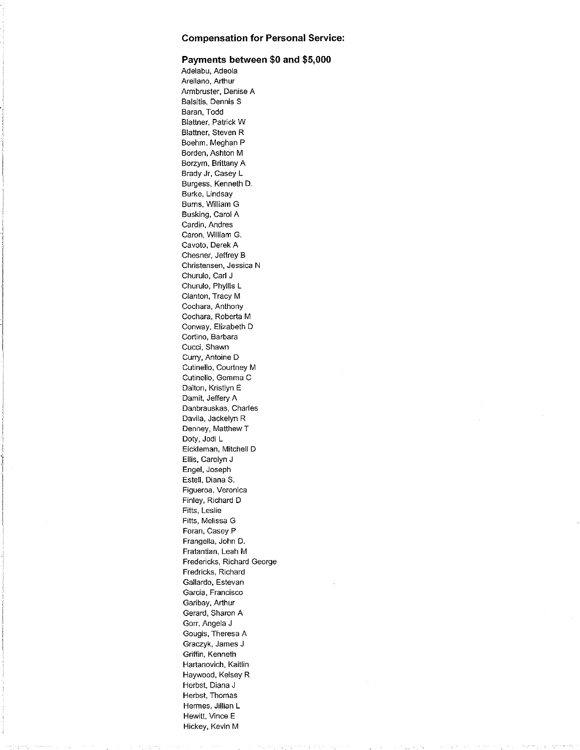### Compensation for Personal Service:

### Payments between $0 and $5,000

Adelabu, Adeola
Arellano, Arthur
Armbruster, Denise A
Balsitis, Dennis S
Baran, Todd
Blattner, Patrick W
Blattner, Steven R
Boehm, Meghan P
Borden, Ashton M
Borzym, Brittany A
Brady Jr, Casey L
Burgess, Kenneth D.
Burke, Lindsay
Burns, William G
Busking, Carol A
Cardin, Andres
Caron, William G.
Cavoto, Derek A
Chesner, Jeffrey B
Christensen, Jessica N
Churulo, Carl J
Churulo, Phyllis L
Clanton, Tracy M
Cochara, Anthony
Cochara, Roberta M
Conway, Elizabeth D
Cortino, Barbara
Cucci, Shawn
Curry, Antoine D
Cutinello, Courtney M
Cutinello, Gemma C
Dalton, Kristlyn E
Damit, Jeffery A
Danbrauskas, Charles
Davila, Jackelyn R
Denney, Matthew T
Doty, Jodi L
Eickleman, Mitchell D
Ellis, Carolyn J
Engel, Joseph
Estell, Diana S.
Figueroa, Veronica
Finley, Richard D
Fitts, Leslie
Fitts, Melissa G
Foran, Casey P
Frangella, John D.
Fratantian, Leah M
Fredericks, Richard George
Fredricks, Richard
Gallardo, Estevan
Garcia, Francisco
Garibay, Arthur
Gerard, Sharon A
Gorr, Angela J
Gougis, Theresa A
Graczyk, James J
Griffin, Kenneth
Hartanovich, Kaitlin
Haywood, Kelsey R
Herbst, Diana J
Herbst, Thomas
Hermes, Jillian L
Hewitt, Vince E
Hickey, Kevin M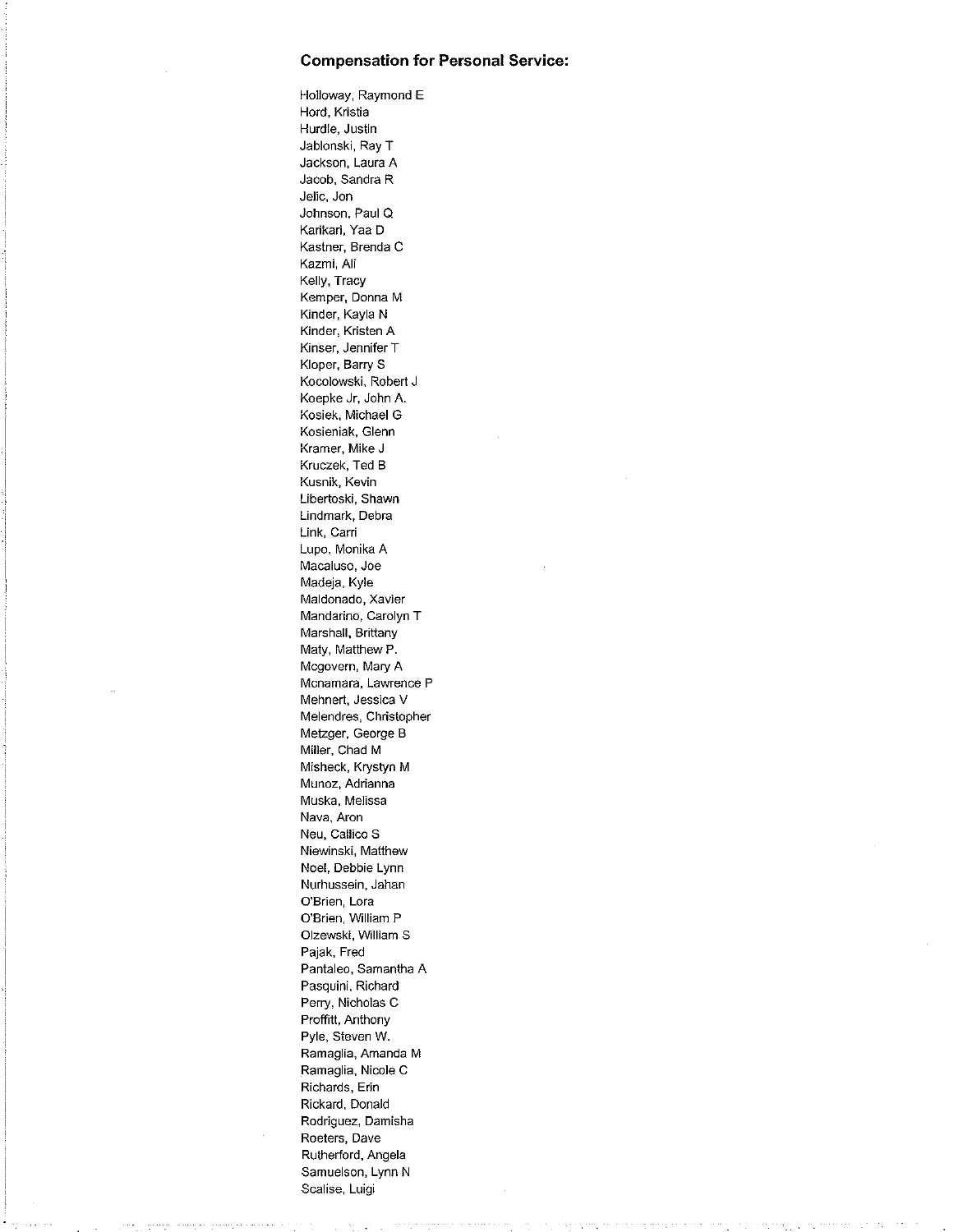### Compensation for Personal Service:

Holloway, Raymond E
Hord, Kristia
Hurdle, Justin
Jablonski, Ray T
Jackson, Laura A
Jacob, Sandra R
Jelic, Jon
Johnson, Paul Q
Karikari, Yaa D
Kastner, Brenda C
Kazmi, Ali
Kelly, Tracy
Kemper, Donna M
Kinder, Kayla N
Kinder, Kristen A
Kinser, Jennifer T
Kloper, Barry S
Kocolowski, Robert J
Koepke Jr, John A.
Kosiek, Michael G
Kosieniak, Glenn
Kramer, Mike J
Kruczek, Ted B
Kusnik, Kevin
Libertoski, Shawn
Lindmark, Debra
Link, Carri
Lupo, Monika A
Macaluso, Joe
Madeja, Kyle
Maldonado, Xavier
Mandarino, Carolyn T
Marshall, Brittany
Maty, Matthew P.
Mcgovern, Mary A
Mcnamara, Lawrence P
Mehnert, Jessica V
Melendres, Christopher
Metzger, George B
Miller, Chad M
Misheck, Krystyn M
Munoz, Adrianna
Muska, Melissa
Nava, Aron
Neu, Callico S
Niewinski, Matthew
Noel, Debbie Lynn
Nurhussein, Jahan
O'Brien, Lora
O'Brien, William P
Olzewski, William S
Pajak, Fred
Pantaleo, Samantha A
Pasquini, Richard
Perry, Nicholas C
Proffitt, Anthony
Pyle, Steven W.
Ramaglia, Amanda M
Ramaglia, Nicole C
Richards, Erin
Rickard, Donald
Rodriguez, Damisha
Roeters, Dave
Rutherford, Angela
Samuelson, Lynn N
Scalise, Luigi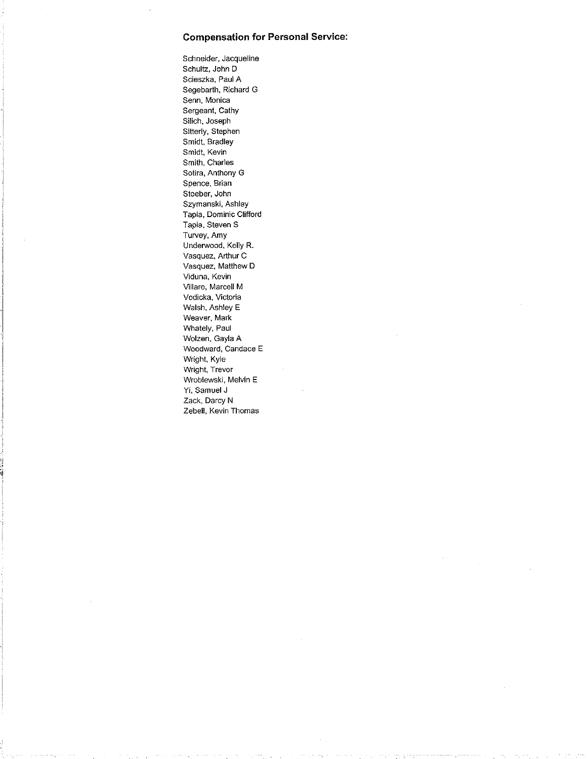### Compensation for Personal Service:

Schneider, Jacqueline
Schultz, John D
Scieszka, Paul A
Segebarth, Richard G
Senn, Monica
Sergeant, Cathy
Silich, Joseph
Sitterly, Stephen
Smidt, Bradley
Smidt, Kevin
Smith, Charles
Sotira, Anthony G
Spence, Brian
Stoeber, John
Szymanski, Ashley
Tapia, Dominic Clifford
Tapia, Steven S
Turvey, Amy
Underwood, Kelly R.
Vasquez, Arthur C
Vasquez, Matthew D
Viduna, Kevin
Villare, Marcell M
Vodicka, Victoria
Walsh, Ashley E
Weaver, Mark
Whately, Paul
Wolzen, Gayla A
Woodward, Candace E
Wright, Kyle
Wright, Trevor
Wroblewski, Melvin E
Yi, Samuel J
Zack, Darcy N
Zebell, Kevin Thomas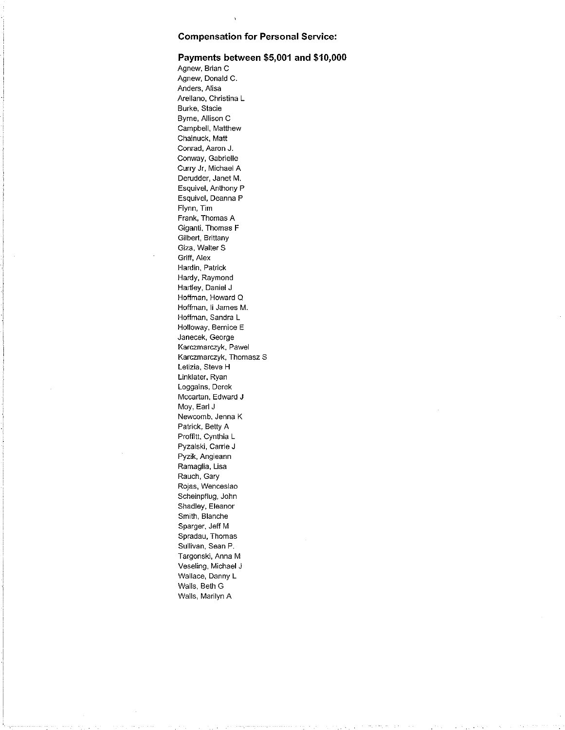### Compensation for Personal Service:

### Payments between $5,001 and $10,000

Agnew, Brian C
Agnew, Donald C.
Anders, Alisa
Arellano, Christina L
Burke, Stacie
Byrne, Allison C
Campbell, Matthew
Chainuck, Matt
Conrad, Aaron J.
Conway, Gabrielle
Curry Jr, Michael A
Derudder, Janet M.
Esquivel, Anthony P
Esquivel, Deanna P
Flynn, Tim
Frank, Thomas A
Giganti, Thomas F
Gilbert, Brittany
Giza, Walter S
Griff, Alex
Hardin, Patrick
Hardy, Raymond
Hartley, Daniel J
Hoffman, Howard Q
Hoffman, Ii James M.
Hoffman, Sandra L
Holloway, Bernice E
Janecek, George
Karczmarczyk, Pawel
Karczmarczyk, Thomasz S
Letizia, Steve H
Linklater, Ryan
Loggains, Derek
Mccartan, Edward J
Moy, Earl J
Newcomb, Jenna K
Patrick, Betty A
Proffitt, Cynthia L
Pyzalski, Carrie J
Pyzik, Angieann
Ramaglia, Lisa
Rauch, Gary
Rojas, Wenceslao
Scheinpflug, John
Shadley, Eleanor
Smith, Blanche
Sparger, Jeff M
Spradau, Thomas
Sullivan, Sean P.
Targonski, Anna M
Veseling, Michael J
Wallace, Danny L
Walls, Beth G
Walls, Marilyn A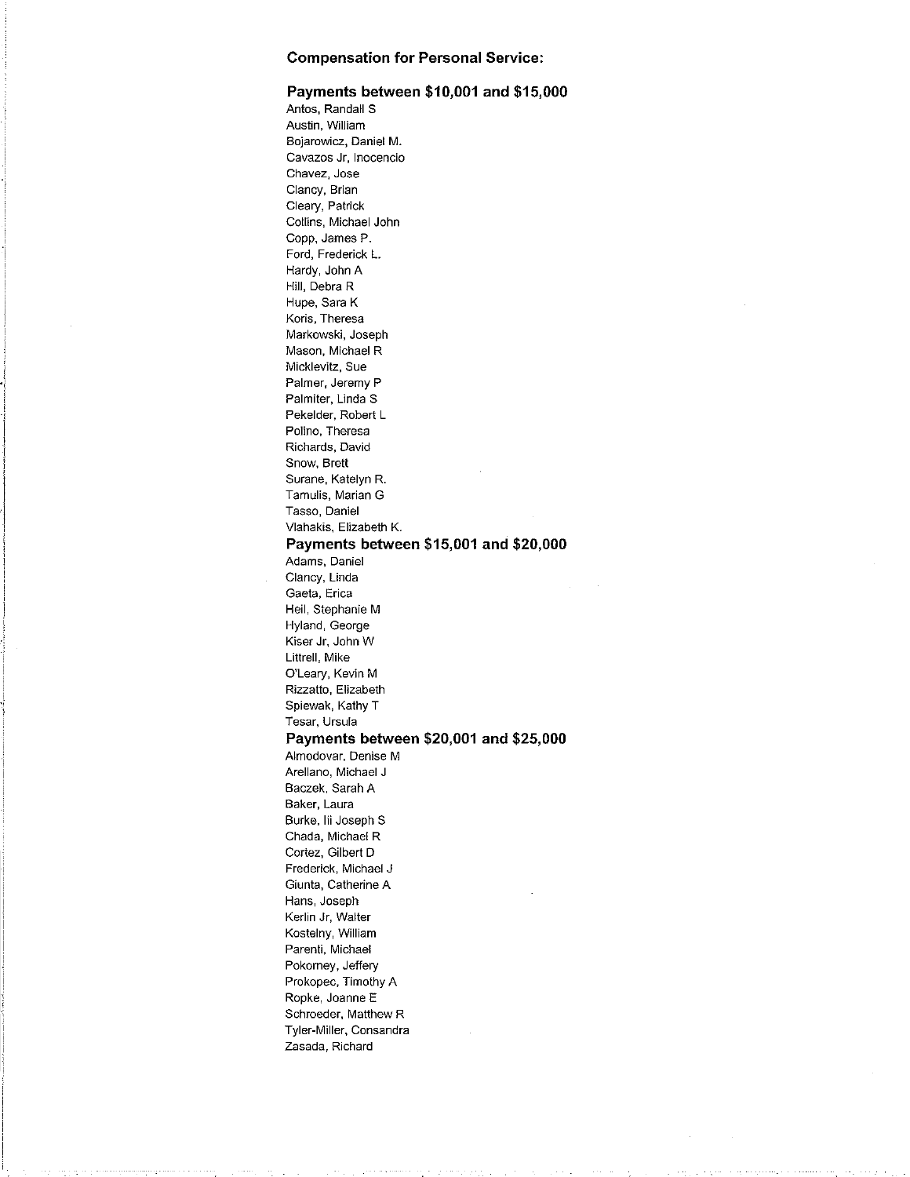**Compensation for Personal Service:**

### Payments between $10,001 and $15,000

Antos, Randall S
Austin, William
Bojarowicz, Daniel M.
Cavazos Jr, Inocencio
Chavez, Jose
Clancy, Brian
Cleary, Patrick
Collins, Michael John
Copp, James P.
Ford, Frederick L.
Hardy, John A
Hill, Debra R
Hupe, Sara K
Koris, Theresa
Markowski, Joseph
Mason, Michael R
Micklevitz, Sue
Palmer, Jeremy P
Palmiter, Linda S
Pekelder, Robert L
Polino, Theresa
Richards, David
Snow, Brett
Surane, Katelyn R.
Tamulis, Marian G
Tasso, Daniel
Vlahakis, Elizabeth K.

### Payments between $15,001 and $20,000

Adams, Daniel
Clancy, Linda
Gaeta, Erica
Heil, Stephanie M
Hyland, George
Kiser Jr, John W
Littrell, Mike
O'Leary, Kevin M
Rizzatto, Elizabeth
Spiewak, Kathy T
Tesar, Ursula

### Payments between $20,001 and $25,000

Almodovar, Denise M
Arellano, Michael J
Baczek, Sarah A
Baker, Laura
Burke, Iii Joseph S
Chada, Michael R
Cortez, Gilbert D
Frederick, Michael J
Giunta, Catherine A
Hans, Joseph
Kerlin Jr, Walter
Kostelny, William
Parenti, Michael
Pokorney, Jeffery
Prokopec, Timothy A
Ropke, Joanne E
Schroeder, Matthew R
Tyler-Miller, Consandra
Zasada, Richard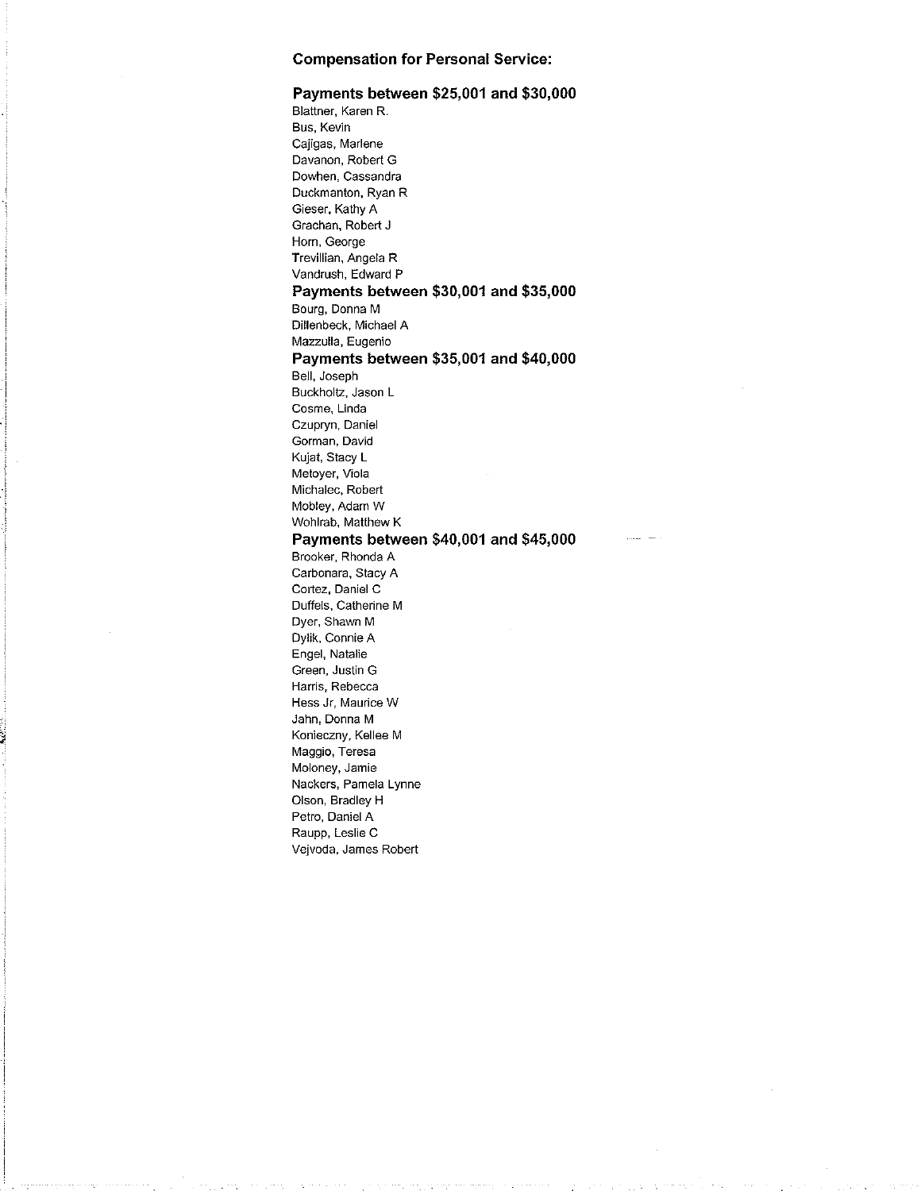### Compensation for Personal Service:

### Payments between $25,001 and $30,000

Blattner, Karen R.
Bus, Kevin
Cajigas, Marlene
Davanon, Robert G
Dowhen, Cassandra
Duckmanton, Ryan R
Gieser, Kathy A
Grachan, Robert J
Horn, George
Trevillian, Angela R
Vandrush, Edward P

### Payments between $30,001 and $35,000

Bourg, Donna M
Dillenbeck, Michael A
Mazzulla, Eugenio

### Payments between $35,001 and $40,000

Bell, Joseph
Buckholtz, Jason L
Cosme, Linda
Czupryn, Daniel
Gorman, David
Kujat, Stacy L
Metoyer, Viola
Michalec, Robert
Mobley, Adam W
Wohlrab, Matthew K

### Payments between $40,001 and $45,000

Brooker, Rhonda A
Carbonara, Stacy A
Cortez, Daniel C
Duffels, Catherine M
Dyer, Shawn M
Dylik, Connie A
Engel, Natalie
Green, Justin G
Harris, Rebecca
Hess Jr, Maurice W
Jahn, Donna M
Konieczny, Kellee M
Maggio, Teresa
Moloney, Jamie
Nackers, Pamela Lynne
Olson, Bradley H
Petro, Daniel A
Raupp, Leslie C
Vejvoda, James Robert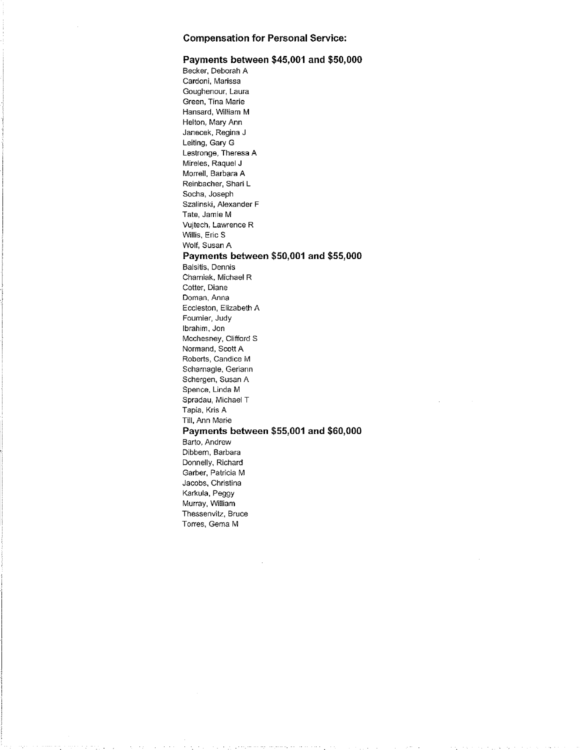## Compensation for Personal Service:

### Payments between $45,001 and $50,000

Becker, Deborah A
Cardoni, Marissa
Goughenour, Laura
Green, Tina Marie
Hansard, William M
Helton, Mary Ann
Janecek, Regina J
Leiting, Gary G
Lestronge, Theresa A
Mireles, Raquel J
Morrell, Barbara A
Reinbacher, Shari L
Socha, Joseph
Szalinski, Alexander F
Tate, Jamie M
Vujtech, Lawrence R
Willis, Eric S
Wolf, Susan A

### Payments between $50,001 and $55,000

Balsitis, Dennis
Charniak, Michael R
Cotter, Diane
Doman, Anna
Eccleston, Elizabeth A
Fournier, Judy
Ibrahim, Jon
Mcchesney, Clifford S
Normand, Scott A
Roberts, Candice M
Scharnagle, Geriann
Schergen, Susan A
Spence, Linda M
Spradau, Michael T
Tapia, Kris A
Till, Ann Marie

### Payments between $55,001 and $60,000

Barto, Andrew
Dibbern, Barbara
Donnelly, Richard
Garber, Patricia M
Jacobs, Christina
Karkula, Peggy
Murray, William
Thessenvitz, Bruce
Torres, Gema M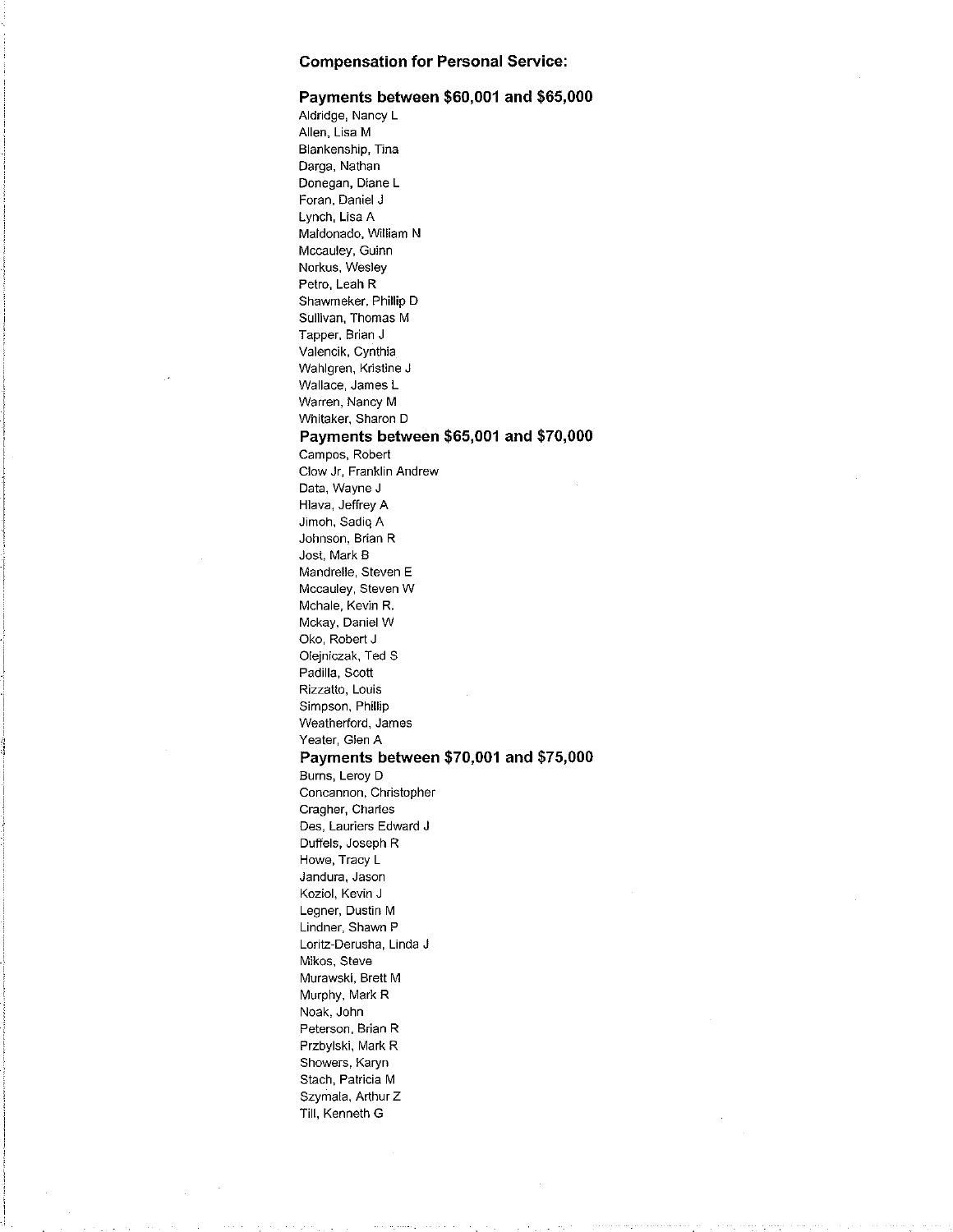**Compensation for Personal Service:**

## Payments between $60,001 and $65,000

Aldridge, Nancy L
Allen, Lisa M
Blankenship, Tina
Darga, Nathan
Donegan, Diane L
Foran, Daniel J
Lynch, Lisa A
Maldonado, William N
Mccauley, Guinn
Norkus, Wesley
Petro, Leah R
Shawmeker, Phillip D
Sullivan, Thomas M
Tapper, Brian J
Valencik, Cynthia
Wahlgren, Kristine J
Wallace, James L
Warren, Nancy M
Whitaker, Sharon D

## Payments between $65,001 and $70,000

Campos, Robert
Clow Jr, Franklin Andrew
Data, Wayne J
Hlava, Jeffrey A
Jimoh, Sadiq A
Johnson, Brian R
Jost, Mark B
Mandrelle, Steven E
Mccauley, Steven W
Mchale, Kevin R.
Mckay, Daniel W
Oko, Robert J
Olejniczak, Ted S
Padilla, Scott
Rizzatto, Louis
Simpson, Phillip
Weatherford, James
Yeater, Glen A

## Payments between $70,001 and $75,000

Burns, Leroy D
Concannon, Christopher
Cragher, Charles
Des, Lauriers Edward J
Duffels, Joseph R
Howe, Tracy L
Jandura, Jason
Koziol, Kevin J
Legner, Dustin M
Lindner, Shawn P
Loritz-Derusha, Linda J
Mikos, Steve
Murawski, Brett M
Murphy, Mark R
Noak, John
Peterson, Brian R
Przbylski, Mark R
Showers, Karyn
Stach, Patricia M
Szymala, Arthur Z
Till, Kenneth G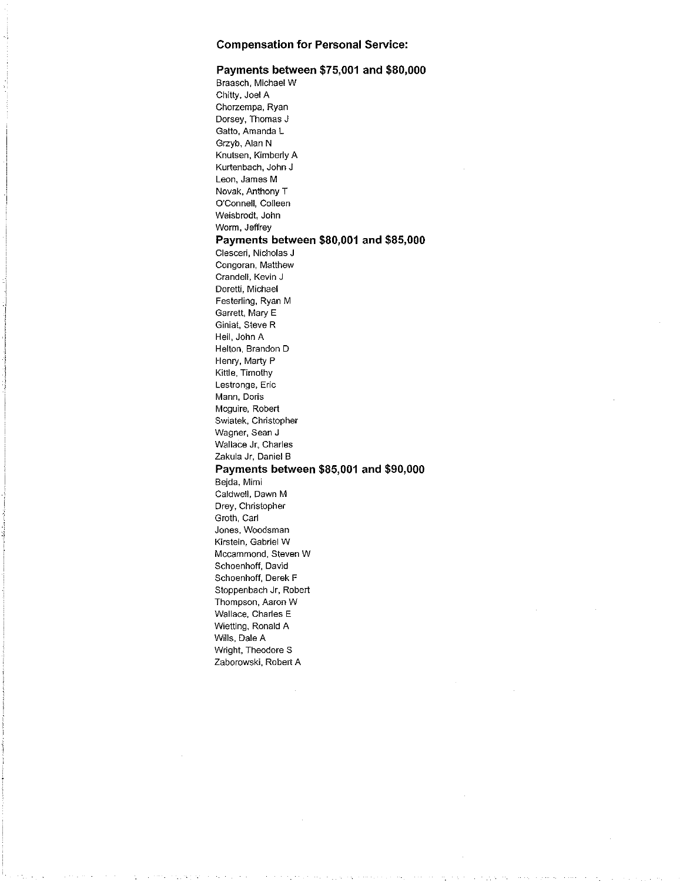**Compensation for Personal Service:**

### Payments between $75,001 and $80,000

Braasch, Michael W
Chitty, Joel A
Chorzempa, Ryan
Dorsey, Thomas J
Gatto, Amanda L
Grzyb, Alan N
Knutsen, Kimberly A
Kurtenbach, John J
Leon, James M
Novak, Anthony T
O'Connell, Colleen
Weisbrodt, John
Worm, Jeffrey

### Payments between $80,001 and $85,000

Clesceri, Nicholas J
Congoran, Matthew
Crandell, Kevin J
Doretti, Michael
Festerling, Ryan M
Garrett, Mary E
Giniat, Steve R
Heil, John A
Helton, Brandon D
Henry, Marty P
Kittle, Timothy
Lestronge, Eric
Mann, Doris
Mcguire, Robert
Swiatek, Christopher
Wagner, Sean J
Wallace Jr, Charles
Zakula Jr, Daniel B

### Payments between $85,001 and $90,000

Bejda, Mimi
Caldwell, Dawn M
Drey, Christopher
Groth, Carl
Jones, Woodsman
Kirstein, Gabriel W
Mccammond, Steven W
Schoenhoff, David
Schoenhoff, Derek F
Stoppenbach Jr, Robert
Thompson, Aaron W
Wallace, Charles E
Wietting, Ronald A
Wills, Dale A
Wright, Theodore S
Zaborowski, Robert A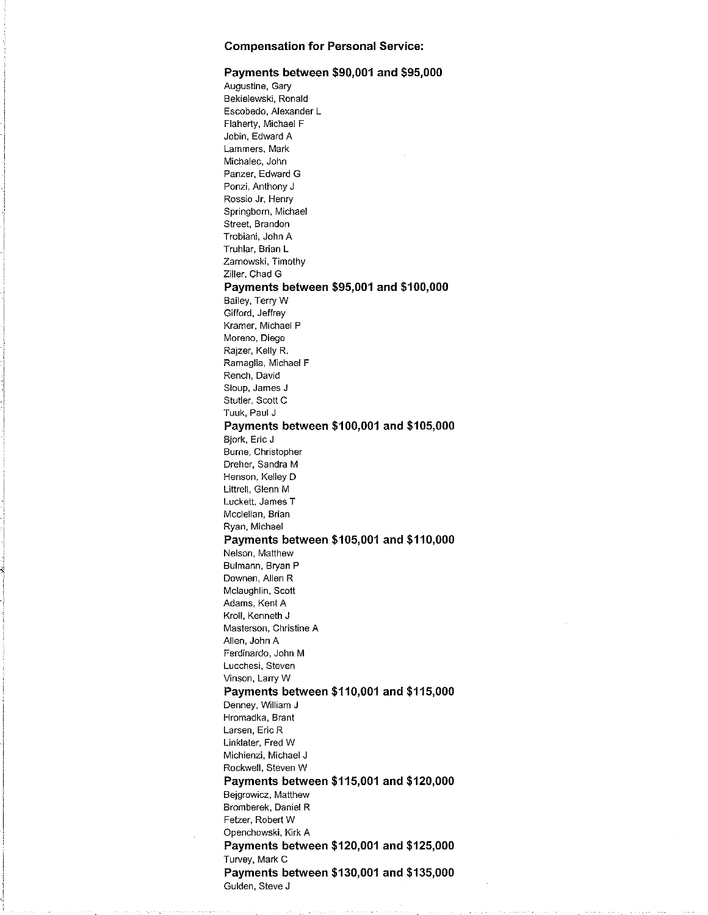### Compensation for Personal Service:

#### Payments between $90,001 and $95,000

Augustine, Gary
Bekielewski, Ronald
Escobedo, Alexander L
Flaherty, Michael F
Jobin, Edward A
Lammers, Mark
Michalec, John
Panzer, Edward G
Ponzi, Anthony J
Rossio Jr, Henry
Springborn, Michael
Street, Brandon
Trobiani, John A
Truhlar, Brian L
Zarnowski, Timothy
Ziller, Chad G

#### Payments between $95,001 and $100,000

Bailey, Terry W
Gifford, Jeffrey
Kramer, Michael P
Moreno, Diego
Rajzer, Kelly R.
Ramaglia, Michael F
Rench, David
Sloup, James J
Stutler, Scott C
Tuuk, Paul J

#### Payments between $100,001 and $105,000

Bjork, Eric J
Burne, Christopher
Dreher, Sandra M
Henson, Kelley D
Littrell, Glenn M
Luckett, James T
Mcclellan, Brian
Ryan, Michael

#### Payments between $105,001 and $110,000

Nelson, Matthew
Bulmann, Bryan P
Downen, Allen R
Mclaughlin, Scott
Adams, Kent A
Kroll, Kenneth J
Masterson, Christine A
Allen, John A
Ferdinardo, John M
Lucchesi, Steven
Vinson, Larry W

#### Payments between $110,001 and $115,000

Denney, William J
Hromadka, Brant
Larsen, Eric R
Linklater, Fred W
Michienzi, Michael J
Rockwell, Steven W

#### Payments between $115,001 and $120,000

Bejgrowicz, Matthew
Bromberek, Daniel R
Fetzer, Robert W
Openchowski, Kirk A

#### Payments between $120,001 and $125,000

Turvey, Mark C

#### Payments between $130,001 and $135,000

Gulden, Steve J